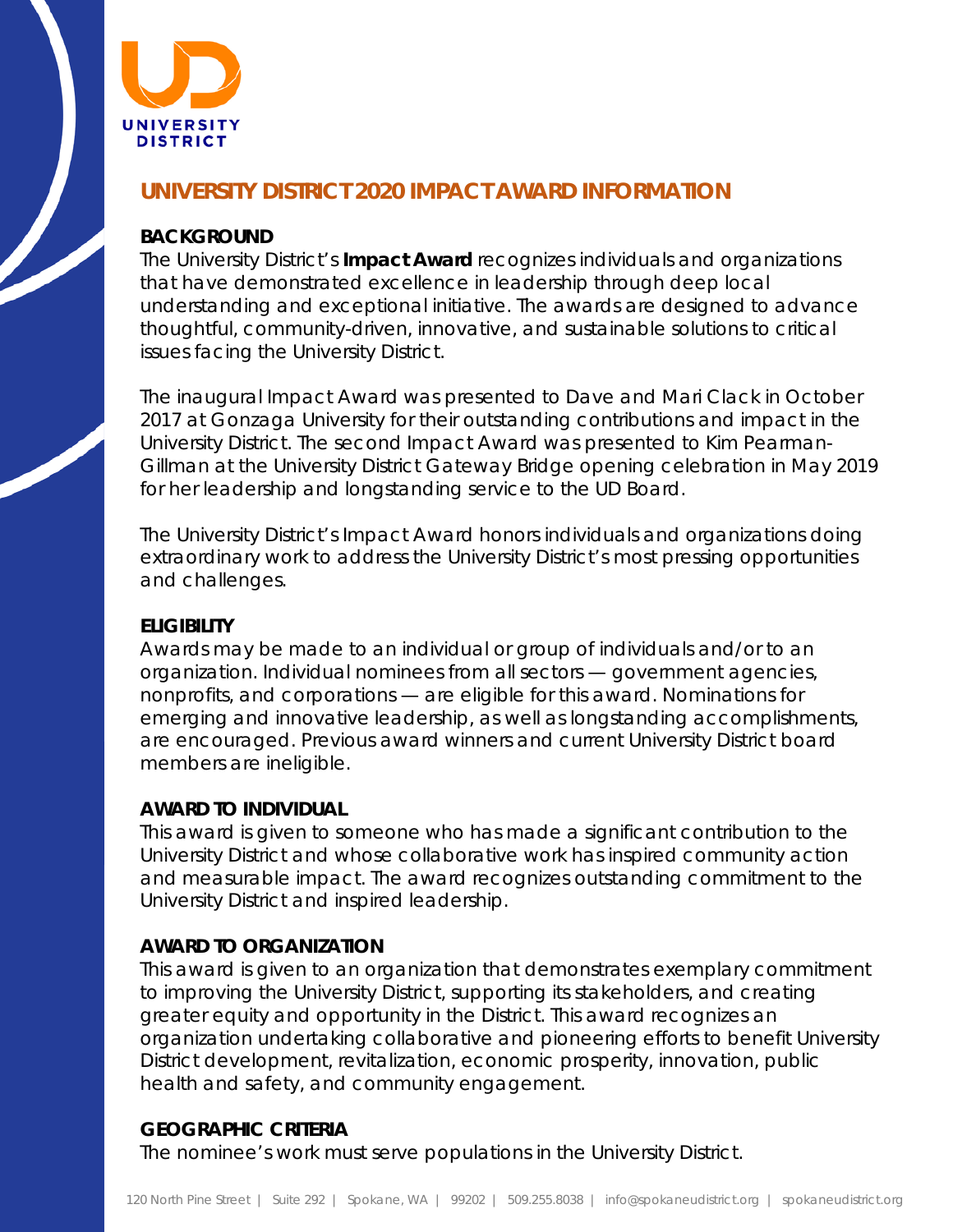# UNIVERSITY DISTRICT 2020 IMPACT AWARD INFORMATION

## BACKGROUND

The University District's **Impact Award** recognizes individuals and organizations that have demonstrated excellence in leadership through deep local understanding and exceptional initiative. The awards are designed to advance thoughtful, community-driven, innovative, and sustainable solutions to critical issues facing the University District.

The inaugural Impact Award was presented to Dave and Mari Clack in October 2017 at Gonzaga University for their outstanding contributions and impact in the University District. The second Impact Award was presented to Kim Pearman-Gillman at the University District Gateway Bridge opening celebration in May 2019 for her leadership and longstanding service to the UD Board.

The University District's Impact Award honors individuals and organizations doing extraordinary work to address the University District's most pressing opportunities and challenges.

## ELIGIBILITY

Awards may be made to an individual or group of individuals and/or to an organization. Individual nominees from all sectors — government agencies, nonprofits, and corporations — are eligible for this award. Nominations for emerging and innovative leadership, as well as longstanding accomplishments, are encouraged. Previous award winners and current University District board members are ineligible.

## AWARD TO INDIVIDUAL

This award is given to someone who has made a significant contribution to the University District and whose collaborative work has inspired community action and measurable impact. The award recognizes outstanding commitment to the University District and inspired leadership.

## AWARD TO ORGANIZATION

This award is given to an organization that demonstrates exemplary commitment to improving the University District, supporting its stakeholders, and creating greater equity and opportunity in the District. This award recognizes an organization undertaking collaborative and pioneering efforts to benefit University District development, revitalization, economic prosperity, innovation, public health and safety, and community engagement.

## GEOGRAPHIC CRITERIA

The nominee's work must serve populations in the University District.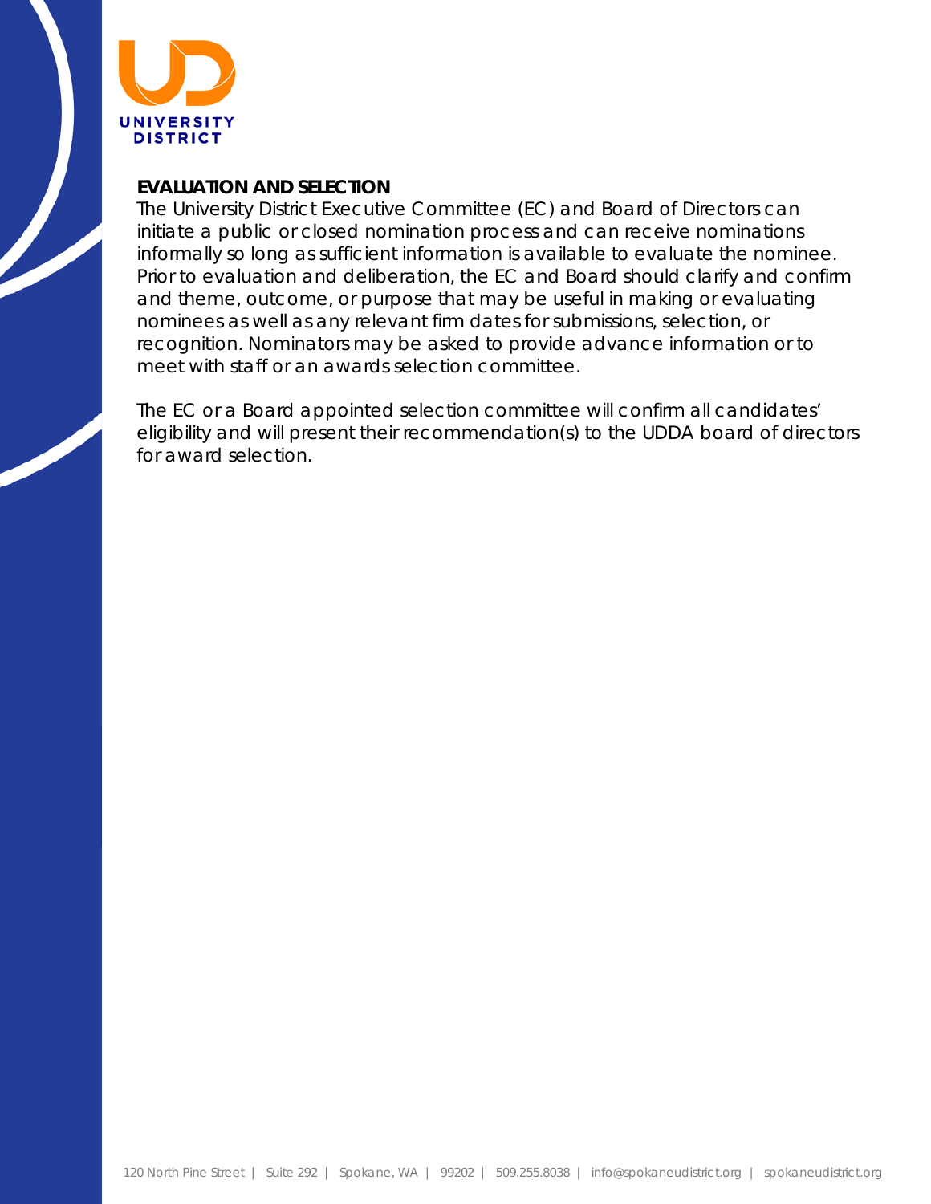## EVALUATION AND SELECTION

The University District Executive Committee (EC) and Board of Directors can initiate a public or closed nomination process and can receive nominations informally so long as sufficient information is available to evaluate the nominee. Prior to evaluation and deliberation, the EC and Board should clarify and confirm and theme, outcome, or purpose that may be useful in making or evaluating nominees as well as any relevant firm dates for submissions, selection, or recognition. Nominators may be asked to provide advance information or to meet with staff or an awards selection committee.

The EC or a Board appointed selection committee will confirm all candidates' eligibility and will present their recommendation(s) to the UDDA board of directors for award selection.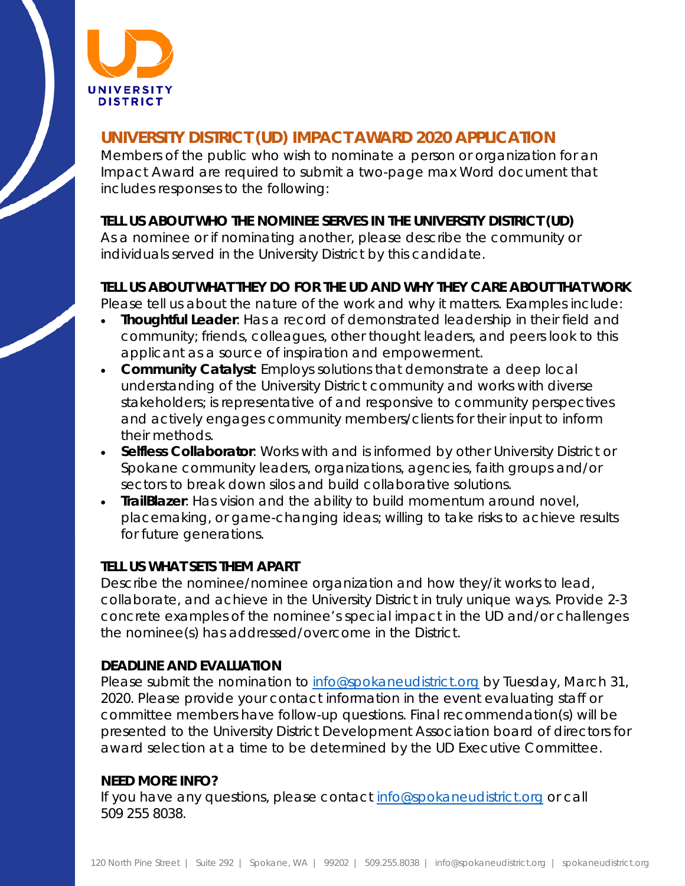UNIVERSITY DISTRICT

# UNIVERSITY DISTRICT (UD) IMPACT AWARD 2020 APPLICATION

Members of the public who wish to nominate a person or organization for an Impact Award are required to submit a two-page max Word document that includes responses to the following:

## TELL US ABOUT WHO THE NOMINEE SERVES IN THE UNIVERSITY DISTRICT (UD)

As a nominee or if nominating another, please describe the community or individuals served in the University District by this candidate.

## TELL US ABOUT WHAT THEY DO FOR THE UD AND WHY THEY CARE ABOUT THAT WORK

Please tell us about the nature of the work and why it matters. Examples include:

- **Thoughtful Leader**: Has a record of demonstrated leadership in their field and community; friends, colleagues, other thought leaders, and peers look to this applicant as a source of inspiration and empowerment.
- **Community Catalyst**: Employs solutions that demonstrate a deep local understanding of the University District community and works with diverse stakeholders; is representative of and responsive to community perspectives and actively engages community members/clients for their input to inform their methods.
- **Selfless Collaborator**: Works with and is informed by other University District or Spokane community leaders, organizations, agencies, faith groups and/or sectors to break down silos and build collaborative solutions.
- **TrailBlazer**: Has vision and the ability to build momentum around novel, placemaking, or game-changing ideas; willing to take risks to achieve results for future generations.

## TELL US WHAT SETS THEM APART

Describe the nominee/nominee organization and how they/it works to lead, collaborate, and achieve in the University District in truly unique ways. Provide 2-3 concrete examples of the nominee's special impact in the UD and/or challenges the nominee(s) has addressed/overcome in the District.

## DEADLINE AND EVALUATION

Please submit the nomination to info@spokaneudistrict.org by Tuesday, March 31, 2020. Please provide your contact information in the event evaluating staff or committee members have follow-up questions. Final recommendation(s) will be presented to the University District Development Association board of directors for award selection at a time to be determined by the UD Executive Committee.

## NEED MORE INFO?

If you have any questions, please contact info@spokaneudistrict.org or call 509 255 8038.

120 North Pine Street | Suite 292 | Spokane, WA | 99202 | 509.255.8038 | info@spokaneudistrict.org | spokaneudistrict.org